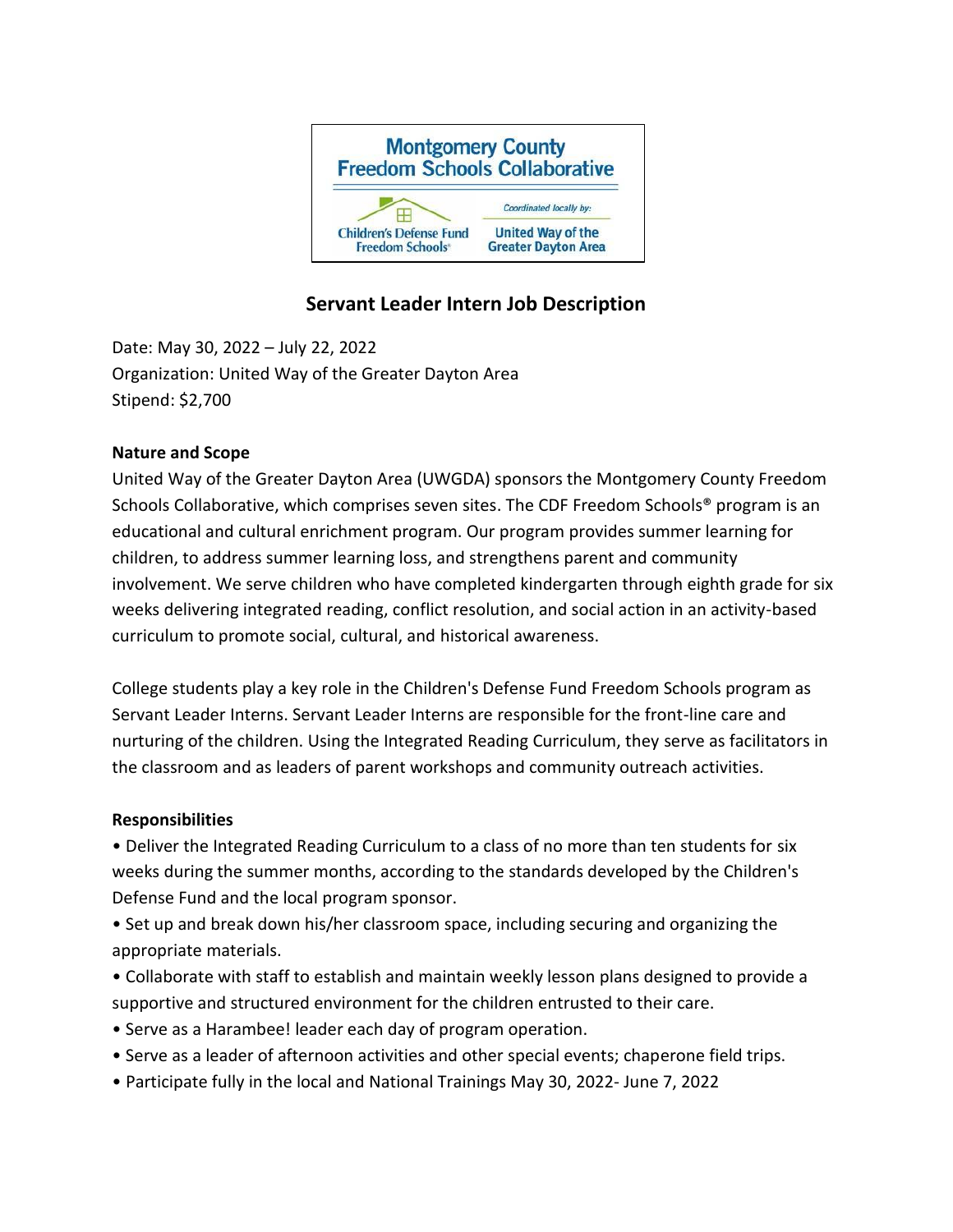Montgomery County Freedom Schools Collaborative

Children's Defense Fund Freedom Schools®

Coordinated locally by: United Way of the Greater Dayton Area

## Servant Leader Intern Job Description

Date: May 30, 2022 – July 22, 2022
Organization: United Way of the Greater Dayton Area
Stipend: $2,700

**Nature and Scope**

United Way of the Greater Dayton Area (UWGDA) sponsors the Montgomery County Freedom Schools Collaborative, which comprises seven sites. The CDF Freedom Schools® program is an educational and cultural enrichment program. Our program provides summer learning for children, to address summer learning loss, and strengthens parent and community involvement. We serve children who have completed kindergarten through eighth grade for six weeks delivering integrated reading, conflict resolution, and social action in an activity-based curriculum to promote social, cultural, and historical awareness.

College students play a key role in the Children's Defense Fund Freedom Schools program as Servant Leader Interns. Servant Leader Interns are responsible for the front-line care and nurturing of the children. Using the Integrated Reading Curriculum, they serve as facilitators in the classroom and as leaders of parent workshops and community outreach activities.

**Responsibilities**

- Deliver the Integrated Reading Curriculum to a class of no more than ten students for six weeks during the summer months, according to the standards developed by the Children's Defense Fund and the local program sponsor.
- Set up and break down his/her classroom space, including securing and organizing the appropriate materials.
- Collaborate with staff to establish and maintain weekly lesson plans designed to provide a supportive and structured environment for the children entrusted to their care.
- Serve as a Harambee! leader each day of program operation.
- Serve as a leader of afternoon activities and other special events; chaperone field trips.
- Participate fully in the local and National Trainings May 30, 2022- June 7, 2022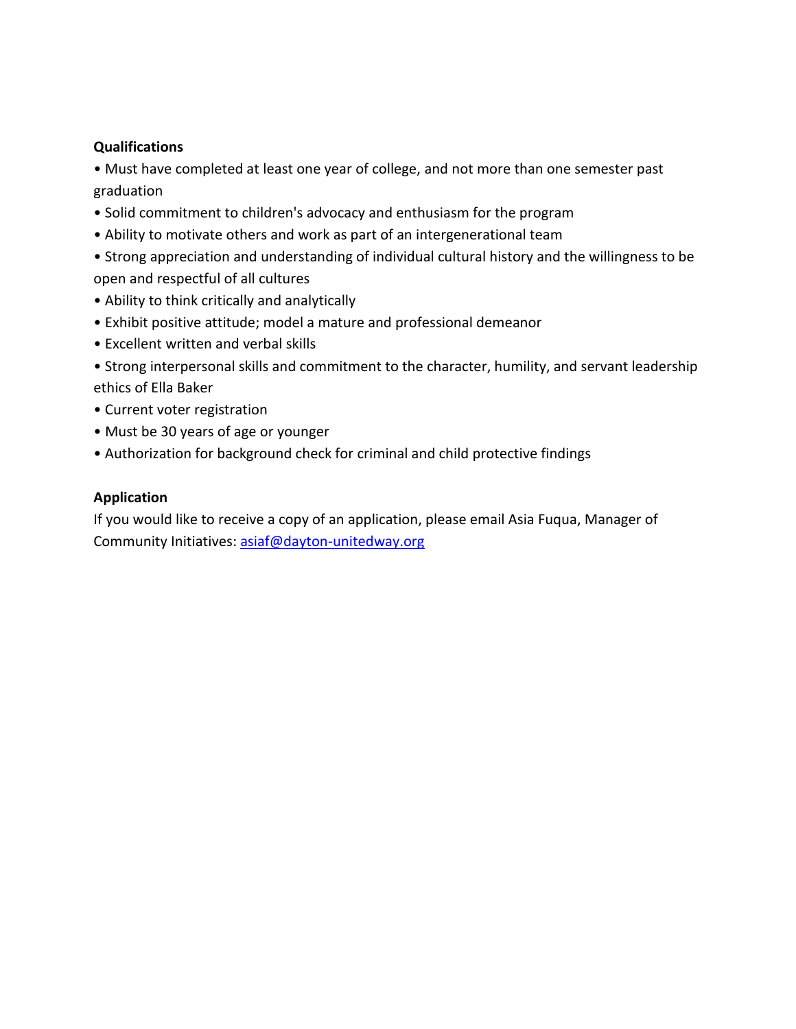**Qualifications**

- Must have completed at least one year of college, and not more than one semester past graduation
- Solid commitment to children's advocacy and enthusiasm for the program
- Ability to motivate others and work as part of an intergenerational team
- Strong appreciation and understanding of individual cultural history and the willingness to be open and respectful of all cultures
- Ability to think critically and analytically
- Exhibit positive attitude; model a mature and professional demeanor
- Excellent written and verbal skills
- Strong interpersonal skills and commitment to the character, humility, and servant leadership ethics of Ella Baker
- Current voter registration
- Must be 30 years of age or younger
- Authorization for background check for criminal and child protective findings

**Application**

If you would like to receive a copy of an application, please email Asia Fuqua, Manager of Community Initiatives: asiaf@dayton-unitedway.org